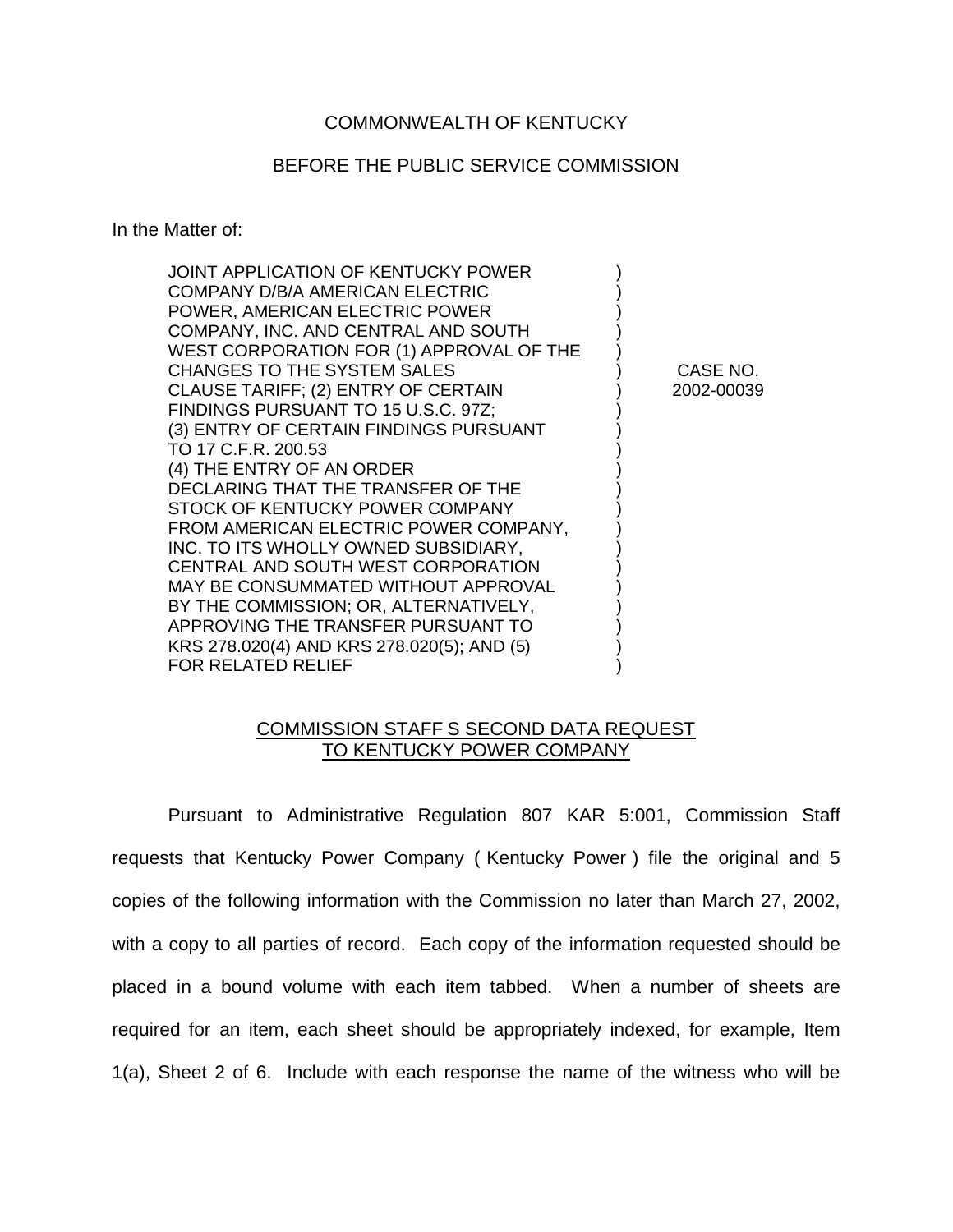COMMONWEALTH OF KENTUCKY

BEFORE THE PUBLIC SERVICE COMMISSION

In the Matter of:

| | | |
|---|---|---|
| JOINT APPLICATION OF KENTUCKY POWER COMPANY D/B/A AMERICAN ELECTRIC POWER, AMERICAN ELECTRIC POWER COMPANY, INC. AND CENTRAL AND SOUTH WEST CORPORATION FOR (1) APPROVAL OF THE CHANGES TO THE SYSTEM SALES CLAUSE TARIFF; (2) ENTRY OF CERTAIN FINDINGS PURSUANT TO 15 U.S.C. 97Z; (3) ENTRY OF CERTAIN FINDINGS PURSUANT TO 17 C.F.R. 200.53 (4) THE ENTRY OF AN ORDER DECLARING THAT THE TRANSFER OF THE STOCK OF KENTUCKY POWER COMPANY FROM AMERICAN ELECTRIC POWER COMPANY, INC. TO ITS WHOLLY OWNED SUBSIDIARY, CENTRAL AND SOUTH WEST CORPORATION MAY BE CONSUMMATED WITHOUT APPROVAL BY THE COMMISSION; OR, ALTERNATIVELY, APPROVING THE TRANSFER PURSUANT TO KRS 278.020(4) AND KRS 278.020(5); AND (5) FOR RELATED RELIEF | ) | CASE NO. 2002-00039 |

COMMISSION STAFF S SECOND DATA REQUEST
TO KENTUCKY POWER COMPANY

Pursuant to Administrative Regulation 807 KAR 5:001, Commission Staff requests that Kentucky Power Company ( Kentucky Power ) file the original and 5 copies of the following information with the Commission no later than March 27, 2002, with a copy to all parties of record. Each copy of the information requested should be placed in a bound volume with each item tabbed. When a number of sheets are required for an item, each sheet should be appropriately indexed, for example, Item 1(a), Sheet 2 of 6. Include with each response the name of the witness who will be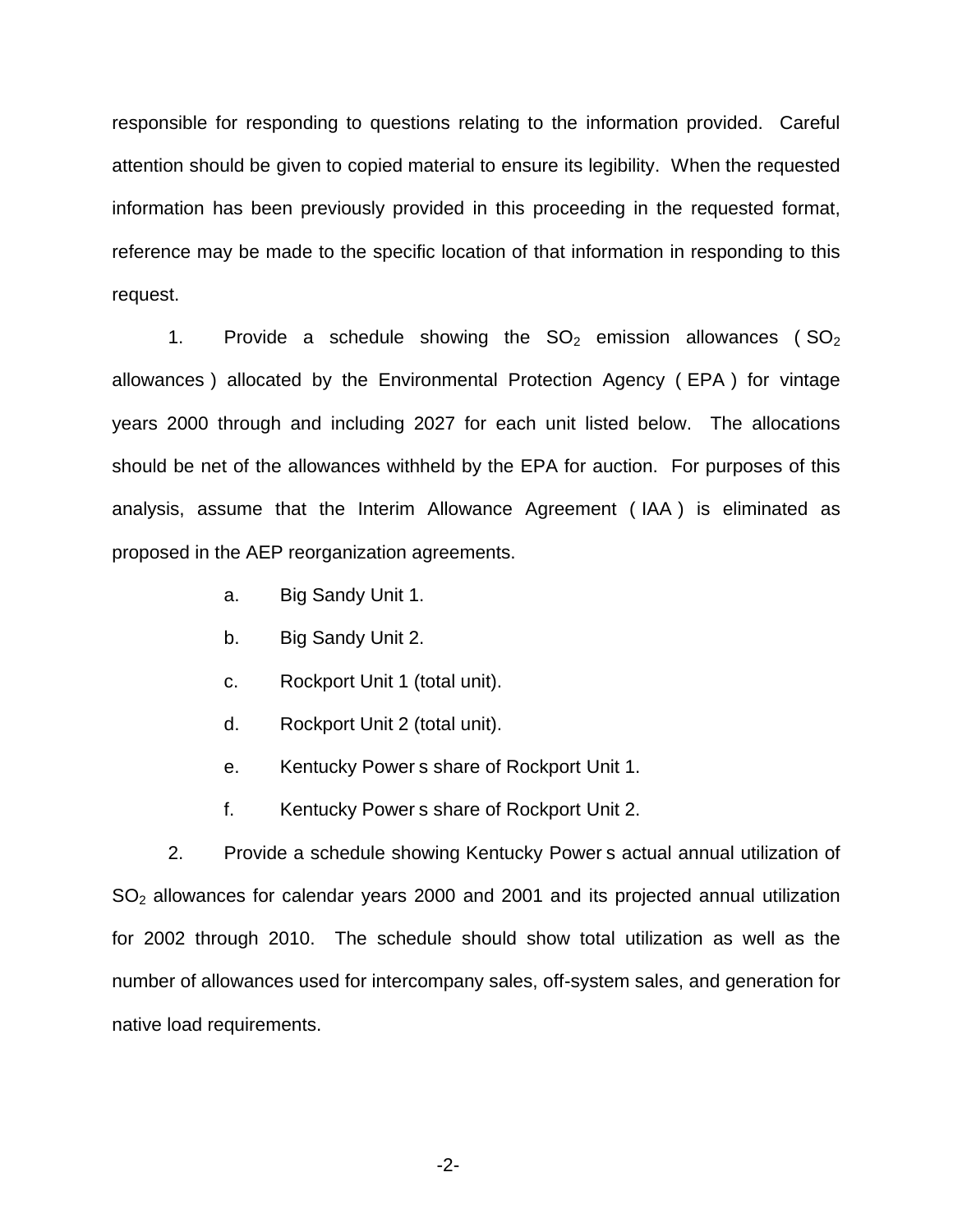responsible for responding to questions relating to the information provided. Careful attention should be given to copied material to ensure its legibility. When the requested information has been previously provided in this proceeding in the requested format, reference may be made to the specific location of that information in responding to this request.

1. Provide a schedule showing the $SO_2$ emission allowances ( $SO_2$ allowances ) allocated by the Environmental Protection Agency ( EPA ) for vintage years 2000 through and including 2027 for each unit listed below. The allocations should be net of the allowances withheld by the EPA for auction. For purposes of this analysis, assume that the Interim Allowance Agreement ( IAA ) is eliminated as proposed in the AEP reorganization agreements.

   a. Big Sandy Unit 1.

   b. Big Sandy Unit 2.

   c. Rockport Unit 1 (total unit).

   d. Rockport Unit 2 (total unit).

   e. Kentucky Power s share of Rockport Unit 1.

   f. Kentucky Power s share of Rockport Unit 2.

2. Provide a schedule showing Kentucky Power s actual annual utilization of $SO_2$ allowances for calendar years 2000 and 2001 and its projected annual utilization for 2002 through 2010. The schedule should show total utilization as well as the number of allowances used for intercompany sales, off-system sales, and generation for native load requirements.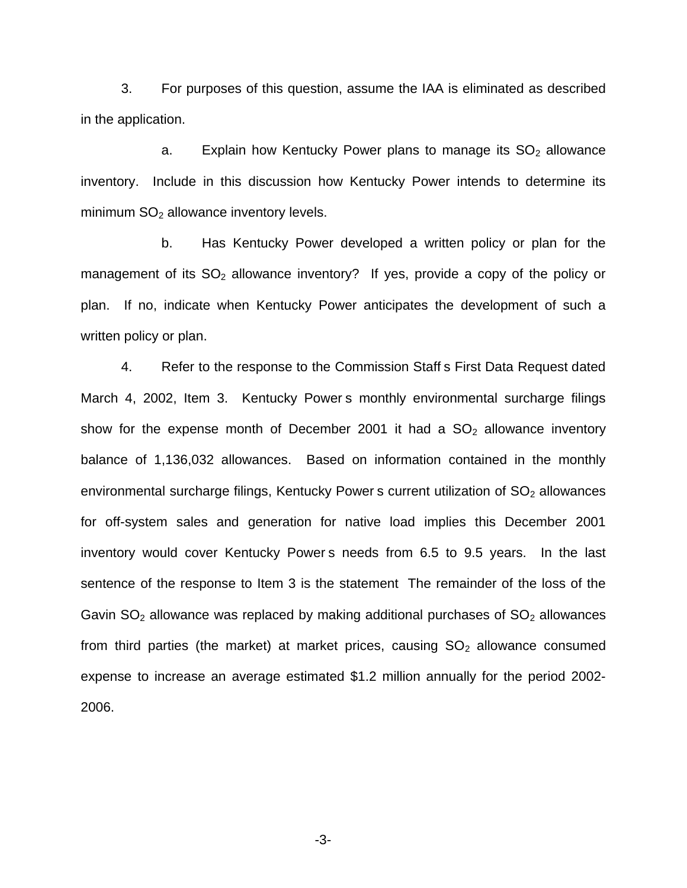3. For purposes of this question, assume the IAA is eliminated as described in the application.

a. Explain how Kentucky Power plans to manage its $SO_2$ allowance inventory. Include in this discussion how Kentucky Power intends to determine its minimum $SO_2$ allowance inventory levels.

b. Has Kentucky Power developed a written policy or plan for the management of its $SO_2$ allowance inventory? If yes, provide a copy of the policy or plan. If no, indicate when Kentucky Power anticipates the development of such a written policy or plan.

4. Refer to the response to the Commission Staff s First Data Request dated March 4, 2002, Item 3. Kentucky Power s monthly environmental surcharge filings show for the expense month of December 2001 it had a $SO_2$ allowance inventory balance of 1,136,032 allowances. Based on information contained in the monthly environmental surcharge filings, Kentucky Power s current utilization of $SO_2$ allowances for off-system sales and generation for native load implies this December 2001 inventory would cover Kentucky Power s needs from 6.5 to 9.5 years. In the last sentence of the response to Item 3 is the statement The remainder of the loss of the Gavin $SO_2$ allowance was replaced by making additional purchases of $SO_2$ allowances from third parties (the market) at market prices, causing $SO_2$ allowance consumed expense to increase an average estimated $1.2 million annually for the period 2002-2006.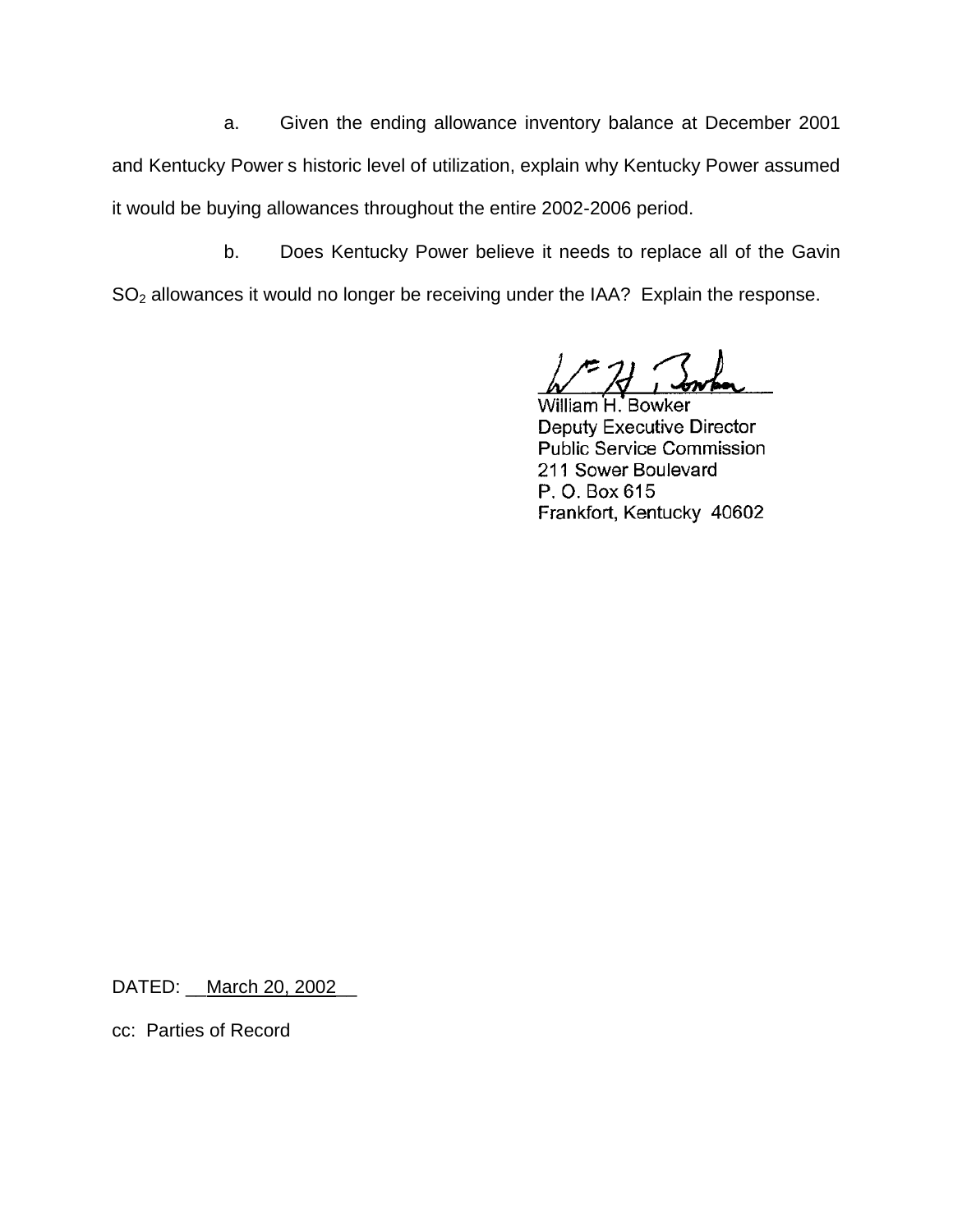a. Given the ending allowance inventory balance at December 2001 and Kentucky Power s historic level of utilization, explain why Kentucky Power assumed it would be buying allowances throughout the entire 2002-2006 period.

b. Does Kentucky Power believe it needs to replace all of the Gavin $SO_2$ allowances it would no longer be receiving under the IAA? Explain the response.

William H. Bowker
Deputy Executive Director
Public Service Commission
211 Sower Boulevard
P. O. Box 615
Frankfort, Kentucky 40602

DATED: March 20, 2002

cc: Parties of Record